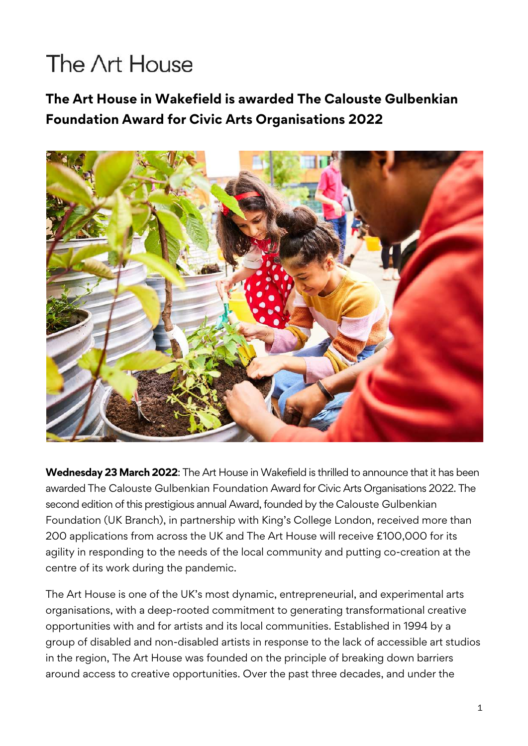# The Art House

## The Art House in Wakefield is awarded The Calouste Gulbenkian Foundation Award for Civic Arts Organisations 2022

**Wednesday 23 March 2022**: The Art House in Wakefield is thrilled to announce that it has been awarded The Calouste Gulbenkian Foundation Award for Civic Arts Organisations 2022. The second edition of this prestigious annual Award, founded by the Calouste Gulbenkian Foundation (UK Branch), in partnership with King's College London, received more than 200 applications from across the UK and The Art House will receive £100,000 for its agility in responding to the needs of the local community and putting co-creation at the centre of its work during the pandemic.

The Art House is one of the UK's most dynamic, entrepreneurial, and experimental arts organisations, with a deep-rooted commitment to generating transformational creative opportunities with and for artists and its local communities. Established in 1994 by a group of disabled and non-disabled artists in response to the lack of accessible art studios in the region, The Art House was founded on the principle of breaking down barriers around access to creative opportunities. Over the past three decades, and under the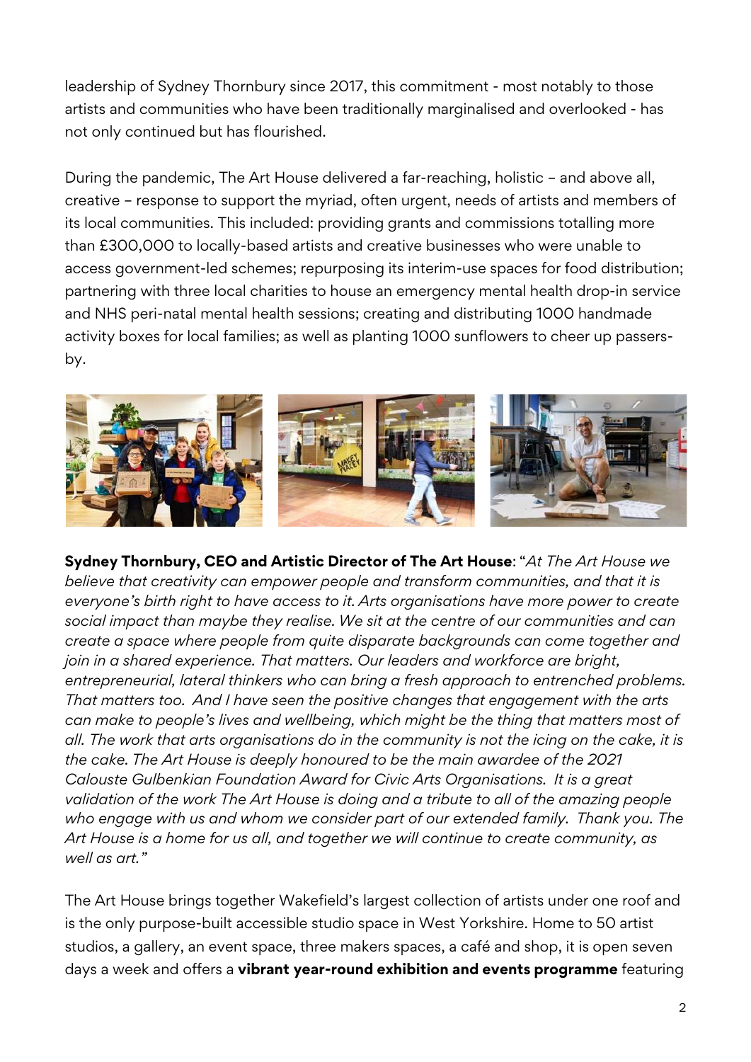leadership of Sydney Thornbury since 2017, this commitment - most notably to those artists and communities who have been traditionally marginalised and overlooked - has not only continued but has flourished.

During the pandemic, The Art House delivered a far-reaching, holistic – and above all, creative – response to support the myriad, often urgent, needs of artists and members of its local communities. This included: providing grants and commissions totalling more than £300,000 to locally-based artists and creative businesses who were unable to access government-led schemes; repurposing its interim-use spaces for food distribution; partnering with three local charities to house an emergency mental health drop-in service and NHS peri-natal mental health sessions; creating and distributing 1000 handmade activity boxes for local families; as well as planting 1000 sunflowers to cheer up passers-by.

**Sydney Thornbury, CEO and Artistic Director of The Art House**: "*At The Art House we believe that creativity can empower people and transform communities, and that it is everyone's birth right to have access to it. Arts organisations have more power to create social impact than maybe they realise. We sit at the centre of our communities and can create a space where people from quite disparate backgrounds can come together and join in a shared experience. That matters. Our leaders and workforce are bright, entrepreneurial, lateral thinkers who can bring a fresh approach to entrenched problems. That matters too. And I have seen the positive changes that engagement with the arts can make to people's lives and wellbeing, which might be the thing that matters most of all. The work that arts organisations do in the community is not the icing on the cake, it is the cake. The Art House is deeply honoured to be the main awardee of the 2021 Calouste Gulbenkian Foundation Award for Civic Arts Organisations. It is a great validation of the work The Art House is doing and a tribute to all of the amazing people who engage with us and whom we consider part of our extended family. Thank you. The Art House is a home for us all, and together we will continue to create community, as well as art.*"

The Art House brings together Wakefield's largest collection of artists under one roof and is the only purpose-built accessible studio space in West Yorkshire. Home to 50 artist studios, a gallery, an event space, three makers spaces, a café and shop, it is open seven days a week and offers a **vibrant year-round exhibition and events programme** featuring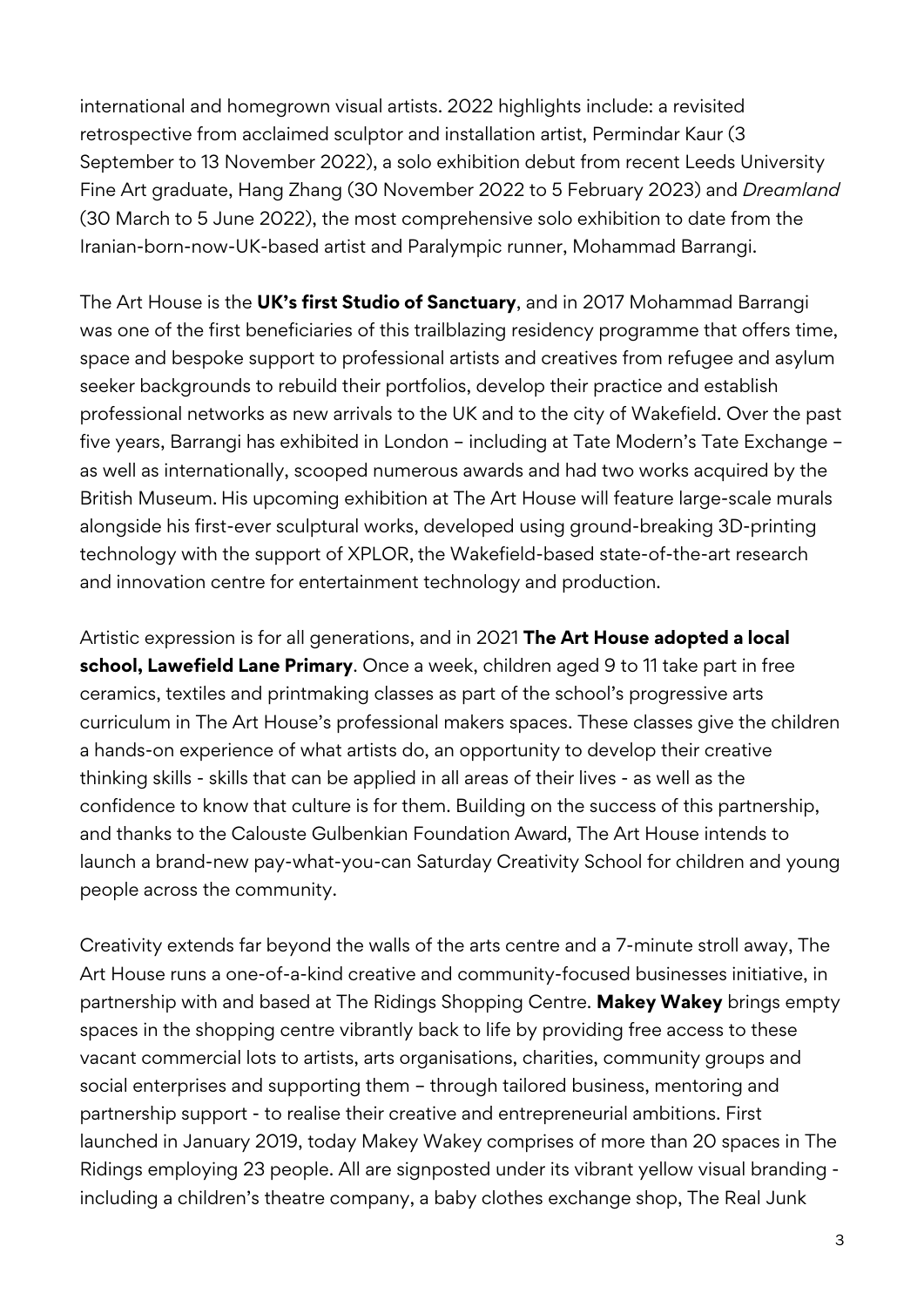international and homegrown visual artists. 2022 highlights include: a revisited retrospective from acclaimed sculptor and installation artist, Permindar Kaur (3 September to 13 November 2022), a solo exhibition debut from recent Leeds University Fine Art graduate, Hang Zhang (30 November 2022 to 5 February 2023) and *Dreamland* (30 March to 5 June 2022), the most comprehensive solo exhibition to date from the Iranian-born-now-UK-based artist and Paralympic runner, Mohammad Barrangi.

The Art House is the **UK's first Studio of Sanctuary**, and in 2017 Mohammad Barrangi was one of the first beneficiaries of this trailblazing residency programme that offers time, space and bespoke support to professional artists and creatives from refugee and asylum seeker backgrounds to rebuild their portfolios, develop their practice and establish professional networks as new arrivals to the UK and to the city of Wakefield. Over the past five years, Barrangi has exhibited in London – including at Tate Modern's Tate Exchange – as well as internationally, scooped numerous awards and had two works acquired by the British Museum. His upcoming exhibition at The Art House will feature large-scale murals alongside his first-ever sculptural works, developed using ground-breaking 3D-printing technology with the support of XPLOR, the Wakefield-based state-of-the-art research and innovation centre for entertainment technology and production.

Artistic expression is for all generations, and in 2021 **The Art House adopted a local school, Lawefield Lane Primary**. Once a week, children aged 9 to 11 take part in free ceramics, textiles and printmaking classes as part of the school's progressive arts curriculum in The Art House's professional makers spaces. These classes give the children a hands-on experience of what artists do, an opportunity to develop their creative thinking skills - skills that can be applied in all areas of their lives - as well as the confidence to know that culture is for them. Building on the success of this partnership, and thanks to the Calouste Gulbenkian Foundation Award, The Art House intends to launch a brand-new pay-what-you-can Saturday Creativity School for children and young people across the community.

Creativity extends far beyond the walls of the arts centre and a 7-minute stroll away, The Art House runs a one-of-a-kind creative and community-focused businesses initiative, in partnership with and based at The Ridings Shopping Centre. **Makey Wakey** brings empty spaces in the shopping centre vibrantly back to life by providing free access to these vacant commercial lots to artists, arts organisations, charities, community groups and social enterprises and supporting them – through tailored business, mentoring and partnership support - to realise their creative and entrepreneurial ambitions. First launched in January 2019, today Makey Wakey comprises of more than 20 spaces in The Ridings employing 23 people. All are signposted under its vibrant yellow visual branding - including a children's theatre company, a baby clothes exchange shop, The Real Junk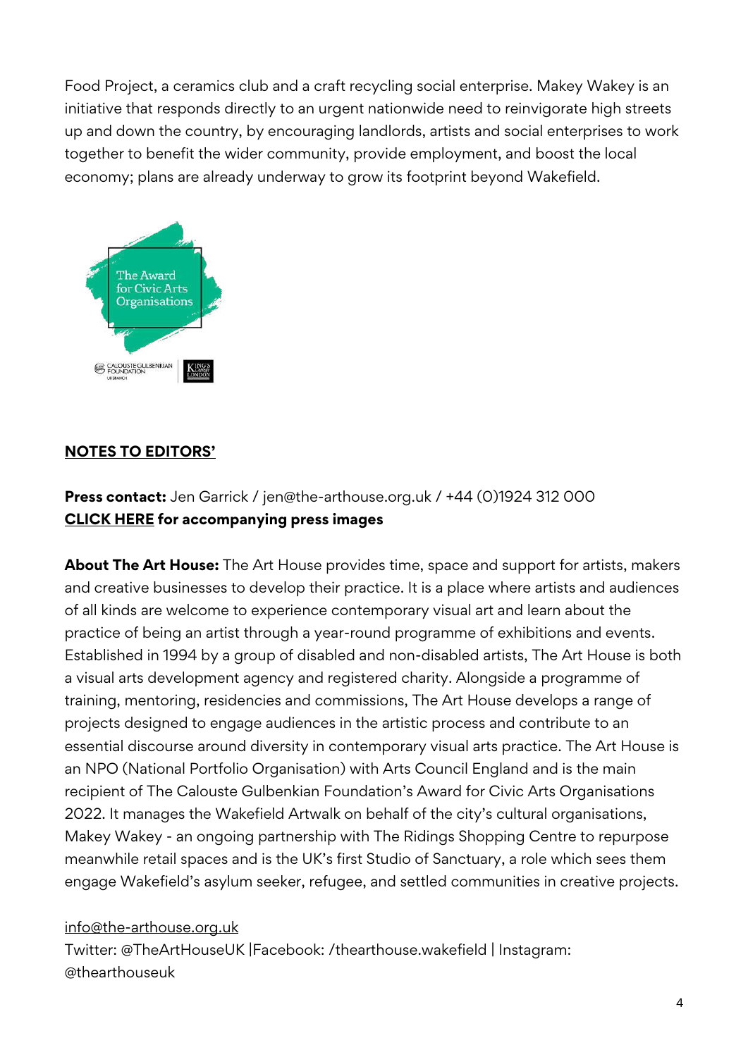Food Project, a ceramics club and a craft recycling social enterprise. Makey Wakey is an initiative that responds directly to an urgent nationwide need to reinvigorate high streets up and down the country, by encouraging landlords, artists and social enterprises to work together to benefit the wider community, provide employment, and boost the local economy; plans are already underway to grow its footprint beyond Wakefield.

The Award for Civic Arts Organisations

CALOUSTE GULBENKIAN FOUNDATION UK BRANCH | KING'S College LONDON

**NOTES TO EDITORS'**

**Press contact:** Jen Garrick / jen@the-arthouse.org.uk / +44 (0)1924 312 000
**CLICK HERE for accompanying press images**

**About The Art House:** The Art House provides time, space and support for artists, makers and creative businesses to develop their practice. It is a place where artists and audiences of all kinds are welcome to experience contemporary visual art and learn about the practice of being an artist through a year-round programme of exhibitions and events. Established in 1994 by a group of disabled and non-disabled artists, The Art House is both a visual arts development agency and registered charity. Alongside a programme of training, mentoring, residencies and commissions, The Art House develops a range of projects designed to engage audiences in the artistic process and contribute to an essential discourse around diversity in contemporary visual arts practice. The Art House is an NPO (National Portfolio Organisation) with Arts Council England and is the main recipient of The Calouste Gulbenkian Foundation's Award for Civic Arts Organisations 2022. It manages the Wakefield Artwalk on behalf of the city's cultural organisations, Makey Wakey - an ongoing partnership with The Ridings Shopping Centre to repurpose meanwhile retail spaces and is the UK's first Studio of Sanctuary, a role which sees them engage Wakefield's asylum seeker, refugee, and settled communities in creative projects.

info@the-arthouse.org.uk
Twitter: @TheArtHouseUK |Facebook: /thearthouse.wakefield | Instagram: @thearthouseuk